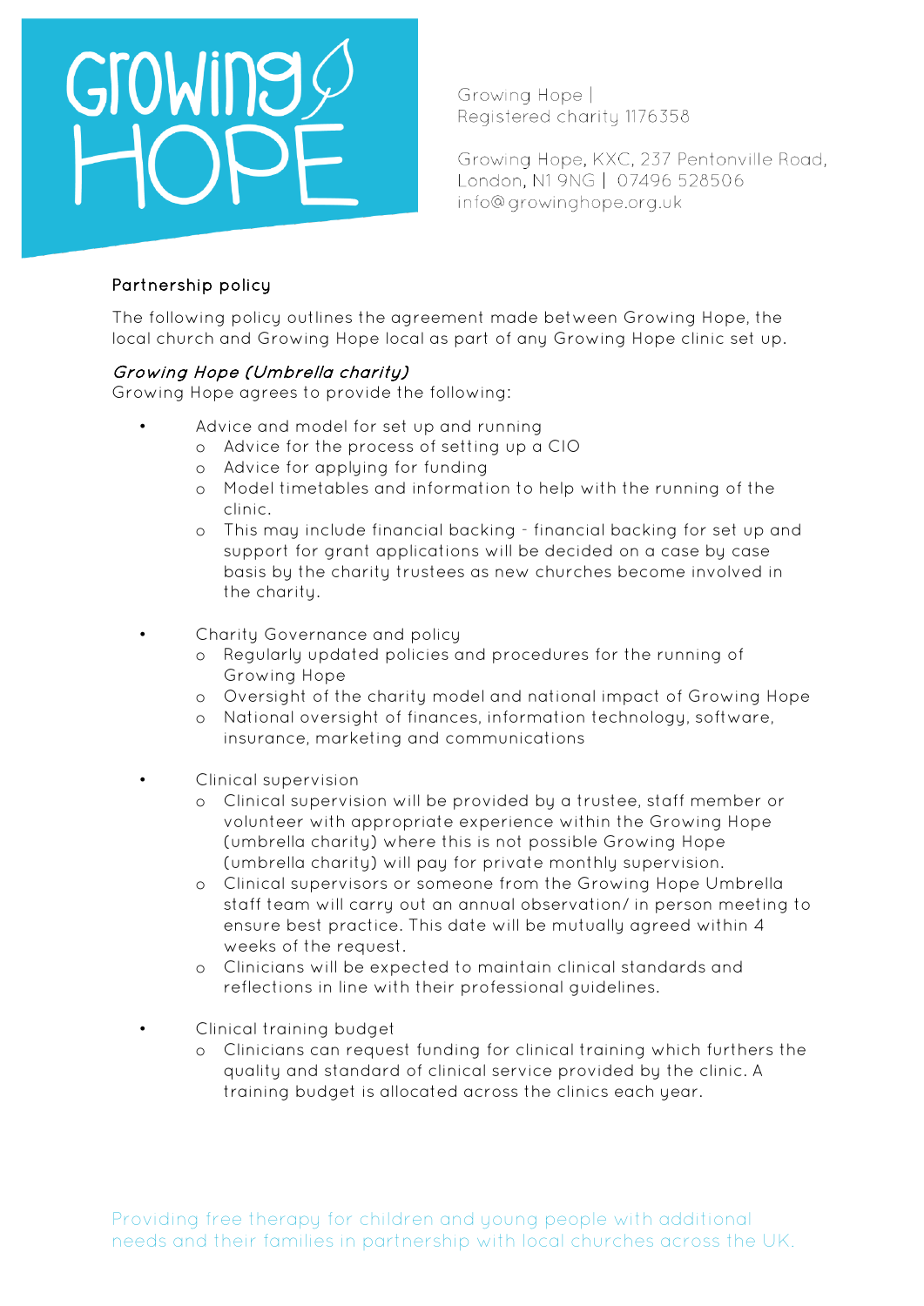Growing Hope | Registered charity 1176358

Growing Hope, KXC, 237 Pentonville Road, London, N1 9NG | 07496 528506
info@growinghope.org.uk

## Partnership policy

The following policy outlines the agreement made between Growing Hope, the local church and Growing Hope local as part of any Growing Hope clinic set up.

### *Growing Hope (Umbrella charity)*

Growing Hope agrees to provide the following:

- Advice and model for set up and running
  - Advice for the process of setting up a CIO
  - Advice for applying for funding
  - Model timetables and information to help with the running of the clinic.
  - This may include financial backing - financial backing for set up and support for grant applications will be decided on a case by case basis by the charity trustees as new churches become involved in the charity.

- Charity Governance and policy
  - Regularly updated policies and procedures for the running of Growing Hope
  - Oversight of the charity model and national impact of Growing Hope
  - National oversight of finances, information technology, software, insurance, marketing and communications

- Clinical supervision
  - Clinical supervision will be provided by a trustee, staff member or volunteer with appropriate experience within the Growing Hope (umbrella charity) where this is not possible Growing Hope (umbrella charity) will pay for private monthly supervision.
  - Clinical supervisors or someone from the Growing Hope Umbrella staff team will carry out an annual observation/ in person meeting to ensure best practice. This date will be mutually agreed within 4 weeks of the request.
  - Clinicians will be expected to maintain clinical standards and reflections in line with their professional guidelines.

- Clinical training budget
  - Clinicians can request funding for clinical training which furthers the quality and standard of clinical service provided by the clinic. A training budget is allocated across the clinics each year.

Providing free therapy for children and young people with additional needs and their families in partnership with local churches across the UK.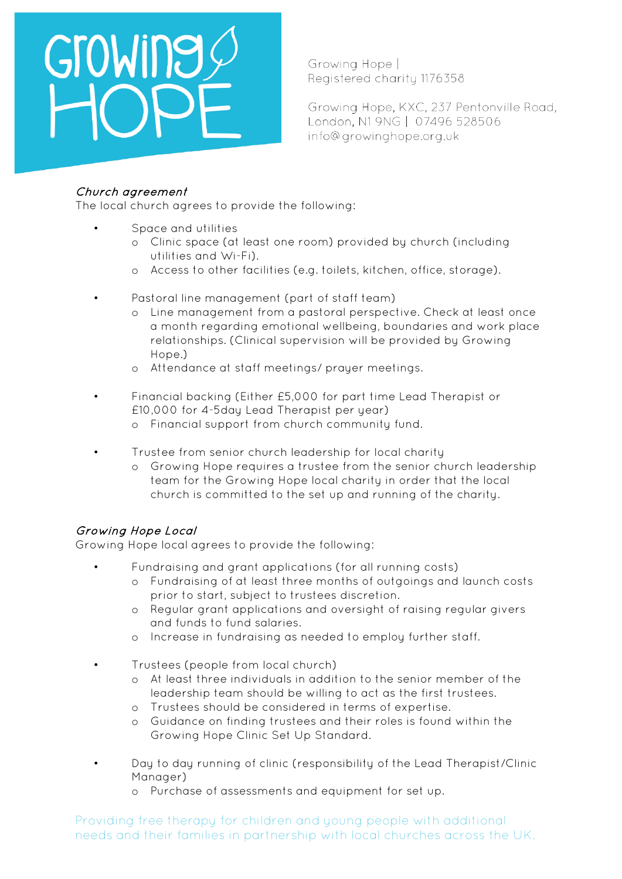Growing Hope | Registered charity 1176358

Growing Hope, KXC, 237 Pentonville Road, London, N1 9NG | 07496 528506 info@growinghope.org.uk

### *Church agreement*

The local church agrees to provide the following:

- Space and utilities
  - Clinic space (at least one room) provided by church (including utilities and Wi-Fi).
  - Access to other facilities (e.g. toilets, kitchen, office, storage).

- Pastoral line management (part of staff team)
  - Line management from a pastoral perspective. Check at least once a month regarding emotional wellbeing, boundaries and work place relationships. (Clinical supervision will be provided by Growing Hope.)
  - Attendance at staff meetings/ prayer meetings.

- Financial backing (Either £5,000 for part time Lead Therapist or £10,000 for 4-5day Lead Therapist per year)
  - Financial support from church community fund.

- Trustee from senior church leadership for local charity
  - Growing Hope requires a trustee from the senior church leadership team for the Growing Hope local charity in order that the local church is committed to the set up and running of the charity.

### *Growing Hope Local*

Growing Hope local agrees to provide the following:

- Fundraising and grant applications (for all running costs)
  - Fundraising of at least three months of outgoings and launch costs prior to start, subject to trustees discretion.
  - Regular grant applications and oversight of raising regular givers and funds to fund salaries.
  - Increase in fundraising as needed to employ further staff.

- Trustees (people from local church)
  - At least three individuals in addition to the senior member of the leadership team should be willing to act as the first trustees.
  - Trustees should be considered in terms of expertise.
  - Guidance on finding trustees and their roles is found within the Growing Hope Clinic Set Up Standard.

- Day to day running of clinic (responsibility of the Lead Therapist/Clinic Manager)
  - Purchase of assessments and equipment for set up.

Providing free therapy for children and young people with additional needs and their families in partnership with local churches across the UK.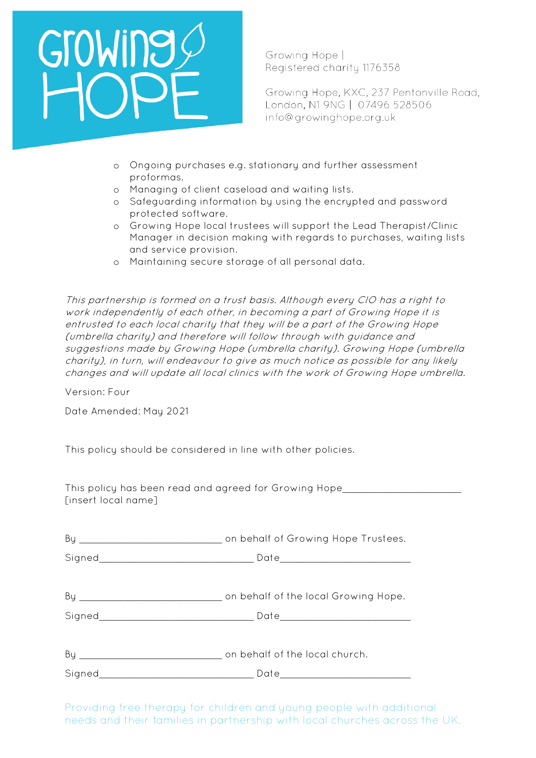- Ongoing purchases e.g. stationary and further assessment proformas.
- Managing of client caseload and waiting lists.
- Safeguarding information by using the encrypted and password protected software.
- Growing Hope local trustees will support the Lead Therapist/Clinic Manager in decision making with regards to purchases, waiting lists and service provision.
- Maintaining secure storage of all personal data.

*This partnership is formed on a trust basis. Although every CIO has a right to work independently of each other, in becoming a part of Growing Hope it is entrusted to each local charity that they will be a part of the Growing Hope (umbrella charity) and therefore will follow through with guidance and suggestions made by Growing Hope (umbrella charity). Growing Hope (umbrella charity), in turn, will endeavour to give as much notice as possible for any likely changes and will update all local clinics with the work of Growing Hope umbrella.*

Version: Four

Date Amended: May 2021

This policy should be considered in line with other policies.

This policy has been read and agreed for Growing Hope______________________ [insert local name]

By __________________________ on behalf of Growing Hope Trustees.

Signed____________________________ Date_______________________

By __________________________ on behalf of the local Growing Hope.

Signed____________________________ Date_______________________

By __________________________ on behalf of the local church.

Signed____________________________ Date_______________________